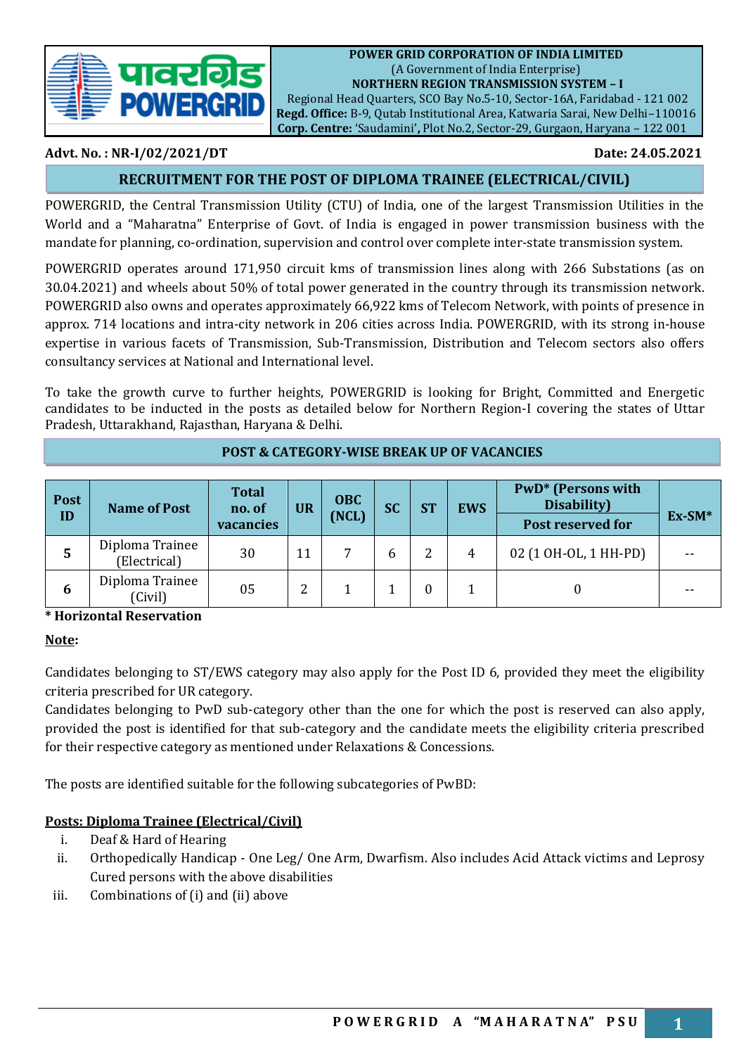**POWER GRID CORPORATION OF INDIA LIMITED**
(A Government of India Enterprise)
**NORTHERN REGION TRANSMISSION SYSTEM – I**
Regional Head Quarters, SCO Bay No.5-10, Sector-16A, Faridabad - 121 002
**Regd. Office:** B-9, Qutab Institutional Area, Katwaria Sarai, New Delhi–110016
**Corp. Centre:** 'Saudamini', Plot No.2, Sector-29, Gurgaon, Haryana – 122 001

**Advt. No. : NR-I/02/2021/DT** **Date: 24.05.2021**

## RECRUITMENT FOR THE POST OF DIPLOMA TRAINEE (ELECTRICAL/CIVIL)

POWERGRID, the Central Transmission Utility (CTU) of India, one of the largest Transmission Utilities in the World and a "Maharatna" Enterprise of Govt. of India is engaged in power transmission business with the mandate for planning, co-ordination, supervision and control over complete inter-state transmission system.

POWERGRID operates around 171,950 circuit kms of transmission lines along with 266 Substations (as on 30.04.2021) and wheels about 50% of total power generated in the country through its transmission network. POWERGRID also owns and operates approximately 66,922 kms of Telecom Network, with points of presence in approx. 714 locations and intra-city network in 206 cities across India. POWERGRID, with its strong in-house expertise in various facets of Transmission, Sub-Transmission, Distribution and Telecom sectors also offers consultancy services at National and International level.

To take the growth curve to further heights, POWERGRID is looking for Bright, Committed and Energetic candidates to be inducted in the posts as detailed below for Northern Region-I covering the states of Uttar Pradesh, Uttarakhand, Rajasthan, Haryana & Delhi.

### POST & CATEGORY-WISE BREAK UP OF VACANCIES

| Post ID | Name of Post | Total no. of vacancies | UR | OBC (NCL) | SC | ST | EWS | PwD* (Persons with Disability) Post reserved for | Ex-SM* |
|---|---|---|---|---|---|---|---|---|---|
| 5 | Diploma Trainee (Electrical) | 30 | 11 | 7 | 6 | 2 | 4 | 02 (1 OH-OL, 1 HH-PD) | -- |
| 6 | Diploma Trainee (Civil) | 05 | 2 | 1 | 1 | 0 | 1 | 0 | -- |

**\* Horizontal Reservation**

**Note:**

Candidates belonging to ST/EWS category may also apply for the Post ID 6, provided they meet the eligibility criteria prescribed for UR category.
Candidates belonging to PwD sub-category other than the one for which the post is reserved can also apply, provided the post is identified for that sub-category and the candidate meets the eligibility criteria prescribed for their respective category as mentioned under Relaxations & Concessions.

The posts are identified suitable for the following subcategories of PwBD:

**Posts: Diploma Trainee (Electrical/Civil)**

i. Deaf & Hard of Hearing
ii. Orthopedically Handicap - One Leg/ One Arm, Dwarfism. Also includes Acid Attack victims and Leprosy Cured persons with the above disabilities
iii. Combinations of (i) and (ii) above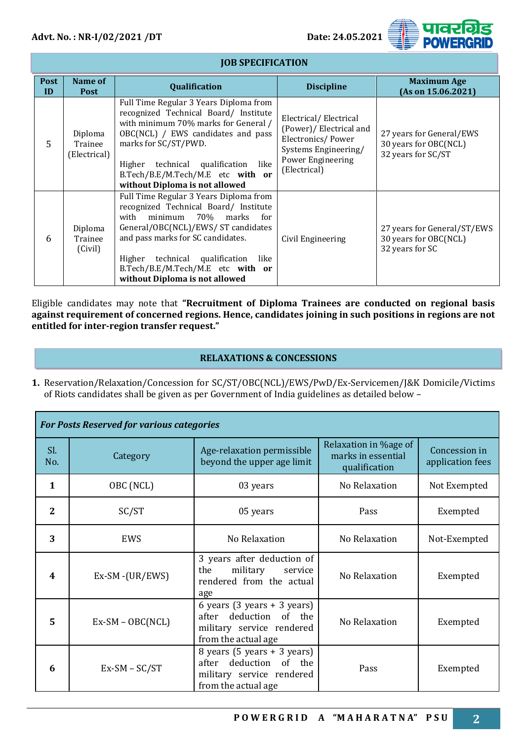Advt. No. : NR-I/02/2021 /DT

Date: 24.05.2021

## JOB SPECIFICATION

| Post ID | Name of Post | Qualification | Discipline | Maximum Age (As on 15.06.2021) |
|---|---|---|---|---|
| 5 | Diploma Trainee (Electrical) | Full Time Regular 3 Years Diploma from recognized Technical Board/ Institute with minimum 70% marks for General / OBC(NCL) / EWS candidates and pass marks for SC/ST/PWD.<br><br>Higher technical qualification like B.Tech/B.E/M.Tech/M.E etc **with or without Diploma is not allowed** | Electrical/ Electrical (Power)/ Electrical and Electronics/ Power Systems Engineering/ Power Engineering (Electrical) | 27 years for General/EWS<br>30 years for OBC(NCL)<br>32 years for SC/ST |
| 6 | Diploma Trainee (Civil) | Full Time Regular 3 Years Diploma from recognized Technical Board/ Institute with minimum 70% marks for General/OBC(NCL)/EWS/ ST candidates and pass marks for SC candidates.<br><br>Higher technical qualification like B.Tech/B.E/M.Tech/M.E etc **with or without Diploma is not allowed** | Civil Engineering | 27 years for General/ST/EWS<br>30 years for OBC(NCL)<br>32 years for SC |

Eligible candidates may note that **"Recruitment of Diploma Trainees are conducted on regional basis against requirement of concerned regions. Hence, candidates joining in such positions in regions are not entitled for inter-region transfer request."**

## RELAXATIONS & CONCESSIONS

**1.** Reservation/Relaxation/Concession for SC/ST/OBC(NCL)/EWS/PwD/Ex-Servicemen/J&K Domicile/Victims of Riots candidates shall be given as per Government of India guidelines as detailed below –

*For Posts Reserved for various categories*

| Sl. No. | Category | Age-relaxation permissible beyond the upper age limit | Relaxation in %age of marks in essential qualification | Concession in application fees |
|---|---|---|---|---|
| **1** | OBC (NCL) | 03 years | No Relaxation | Not Exempted |
| **2** | SC/ST | 05 years | Pass | Exempted |
| **3** | EWS | No Relaxation | No Relaxation | Not-Exempted |
| **4** | Ex-SM -(UR/EWS) | 3 years after deduction of the military service rendered from the actual age | No Relaxation | Exempted |
| **5** | Ex-SM – OBC(NCL) | 6 years (3 years + 3 years) after deduction of the military service rendered from the actual age | No Relaxation | Exempted |
| **6** | Ex-SM – SC/ST | 8 years (5 years + 3 years) after deduction of the military service rendered from the actual age | Pass | Exempted |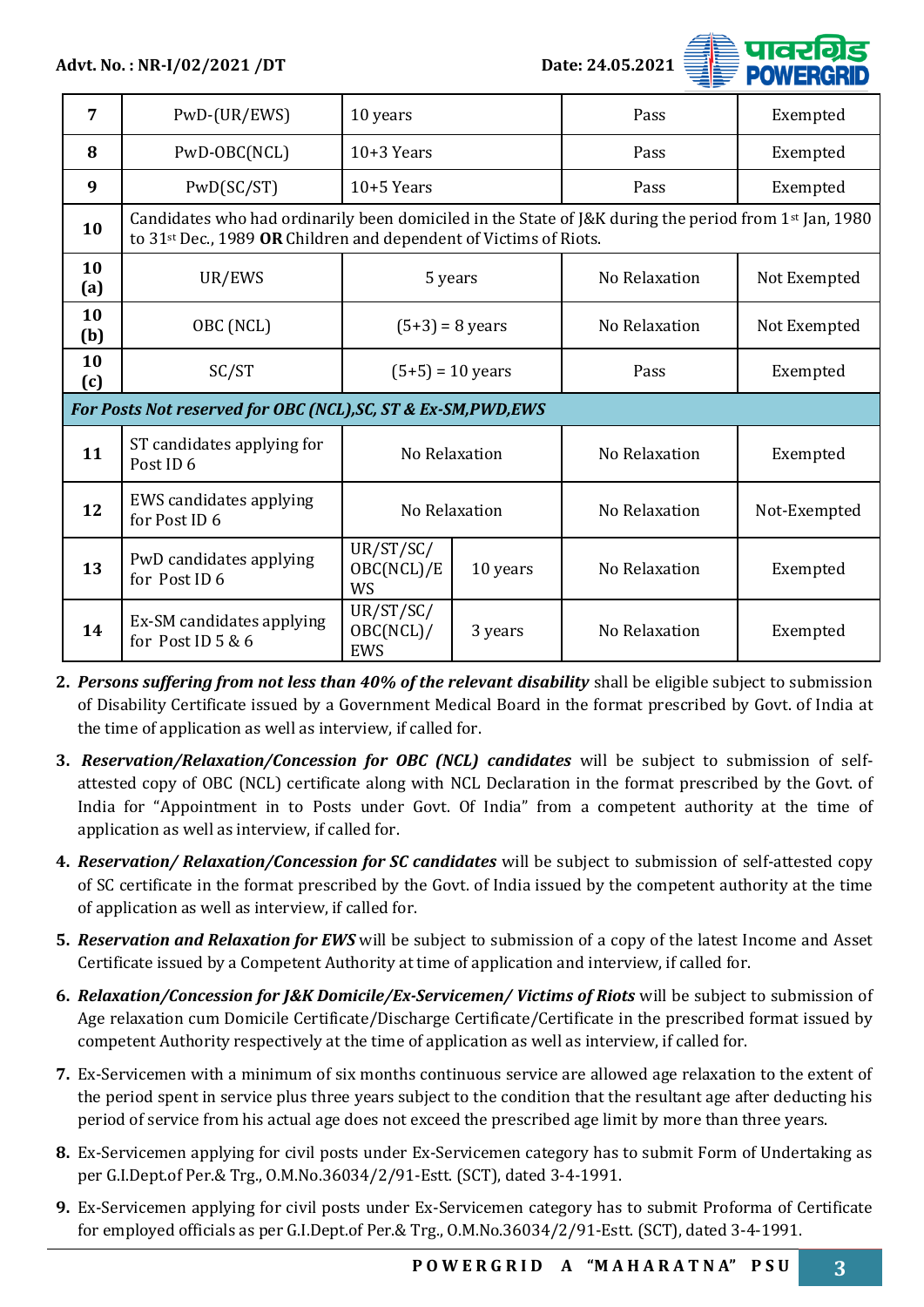| | | | | | |
|---|---|---|---|---|---|
| **7** | PwD-(UR/EWS) | 10 years | | Pass | Exempted |
| **8** | PwD-OBC(NCL) | 10+3 Years | | Pass | Exempted |
| **9** | PwD(SC/ST) | 10+5 Years | | Pass | Exempted |
| **10** | Candidates who had ordinarily been domiciled in the State of J&K during the period from 1st Jan, 1980 to 31st Dec., 1989 **OR** Children and dependent of Victims of Riots. | | | | |
| **10 (a)** | UR/EWS | 5 years | | No Relaxation | Not Exempted |
| **10 (b)** | OBC (NCL) | (5+3) = 8 years | | No Relaxation | Not Exempted |
| **10 (c)** | SC/ST | (5+5) = 10 years | | Pass | Exempted |
| ***For Posts Not reserved for OBC (NCL),SC, ST & Ex-SM,PWD,EWS*** | | | | | |
| **11** | ST candidates applying for Post ID 6 | No Relaxation | | No Relaxation | Exempted |
| **12** | EWS candidates applying for Post ID 6 | No Relaxation | | No Relaxation | Not-Exempted |
| **13** | PwD candidates applying for Post ID 6 | UR/ST/SC/ OBC(NCL)/EWS | 10 years | No Relaxation | Exempted |
| **14** | Ex-SM candidates applying for Post ID 5 & 6 | UR/ST/SC/ OBC(NCL)/ EWS | 3 years | No Relaxation | Exempted |

2. ***Persons suffering from not less than 40% of the relevant disability*** shall be eligible subject to submission of Disability Certificate issued by a Government Medical Board in the format prescribed by Govt. of India at the time of application as well as interview, if called for.
3. ***Reservation/Relaxation/Concession for OBC (NCL) candidates*** will be subject to submission of self-attested copy of OBC (NCL) certificate along with NCL Declaration in the format prescribed by the Govt. of India for "Appointment in to Posts under Govt. Of India" from a competent authority at the time of application as well as interview, if called for.
4. ***Reservation/ Relaxation/Concession for SC candidates*** will be subject to submission of self-attested copy of SC certificate in the format prescribed by the Govt. of India issued by the competent authority at the time of application as well as interview, if called for.
5. ***Reservation and Relaxation for EWS*** will be subject to submission of a copy of the latest Income and Asset Certificate issued by a Competent Authority at time of application and interview, if called for.
6. ***Relaxation/Concession for J&K Domicile/Ex-Servicemen/ Victims of Riots*** will be subject to submission of Age relaxation cum Domicile Certificate/Discharge Certificate/Certificate in the prescribed format issued by competent Authority respectively at the time of application as well as interview, if called for.
7. Ex-Servicemen with a minimum of six months continuous service are allowed age relaxation to the extent of the period spent in service plus three years subject to the condition that the resultant age after deducting his period of service from his actual age does not exceed the prescribed age limit by more than three years.
8. Ex-Servicemen applying for civil posts under Ex-Servicemen category has to submit Form of Undertaking as per G.I.Dept.of Per.& Trg., O.M.No.36034/2/91-Estt. (SCT), dated 3-4-1991.
9. Ex-Servicemen applying for civil posts under Ex-Servicemen category has to submit Proforma of Certificate for employed officials as per G.I.Dept.of Per.& Trg., O.M.No.36034/2/91-Estt. (SCT), dated 3-4-1991.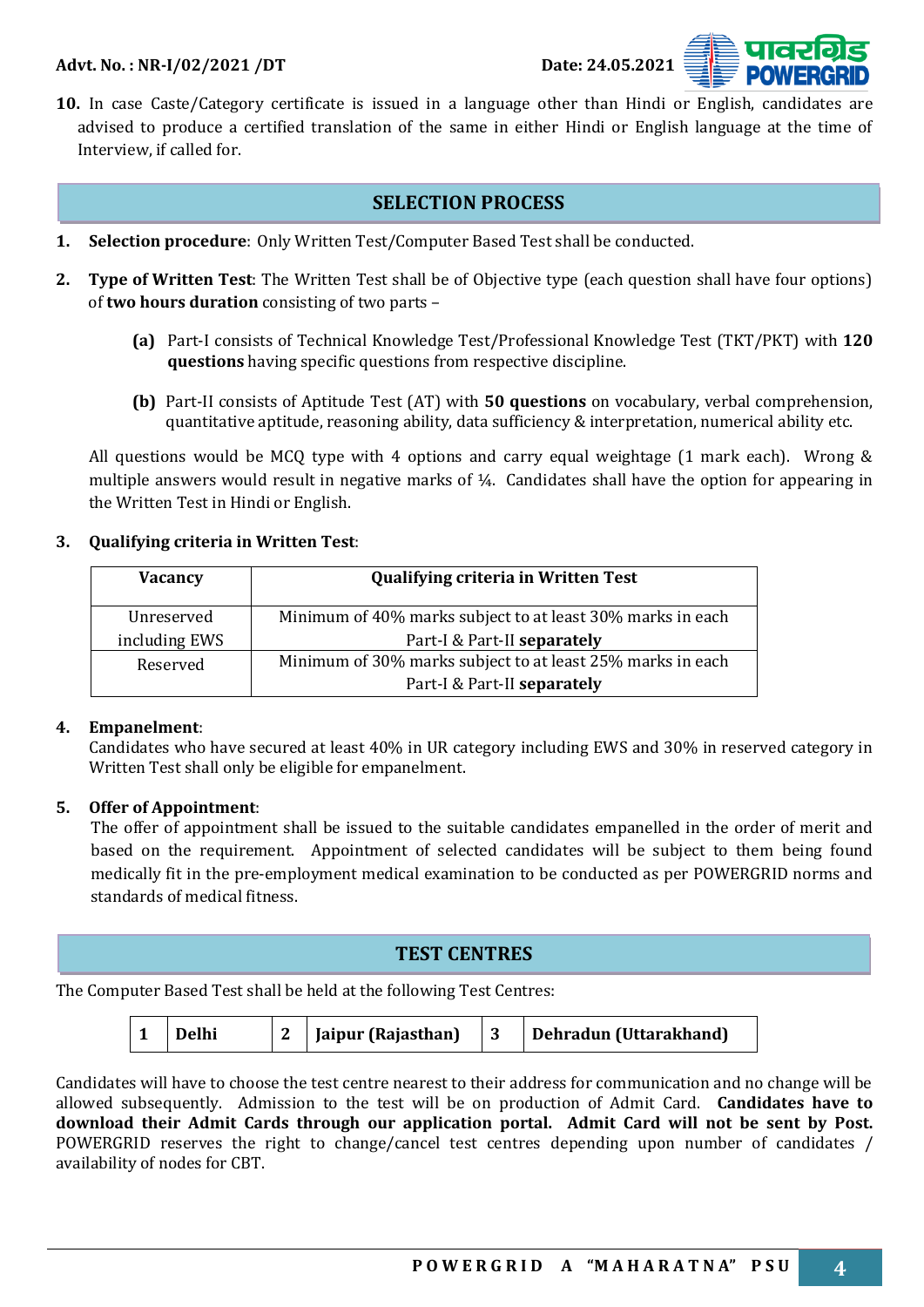10. In case Caste/Category certificate is issued in a language other than Hindi or English, candidates are advised to produce a certified translation of the same in either Hindi or English language at the time of Interview, if called for.

## SELECTION PROCESS

1. **Selection procedure**: Only Written Test/Computer Based Test shall be conducted.

2. **Type of Written Test**: The Written Test shall be of Objective type (each question shall have four options) of **two hours duration** consisting of two parts –

   **(a)** Part-I consists of Technical Knowledge Test/Professional Knowledge Test (TKT/PKT) with **120 questions** having specific questions from respective discipline.

   **(b)** Part-II consists of Aptitude Test (AT) with **50 questions** on vocabulary, verbal comprehension, quantitative aptitude, reasoning ability, data sufficiency & interpretation, numerical ability etc.

   All questions would be MCQ type with 4 options and carry equal weightage (1 mark each). Wrong & multiple answers would result in negative marks of ¼. Candidates shall have the option for appearing in the Written Test in Hindi or English.

3. **Qualifying criteria in Written Test**:

| Vacancy | Qualifying criteria in Written Test |
|---|---|
| Unreserved including EWS | Minimum of 40% marks subject to at least 30% marks in each Part-I & Part-II **separately** |
| Reserved | Minimum of 30% marks subject to at least 25% marks in each Part-I & Part-II **separately** |

4. **Empanelment**:
   Candidates who have secured at least 40% in UR category including EWS and 30% in reserved category in Written Test shall only be eligible for empanelment.

5. **Offer of Appointment**:
   The offer of appointment shall be issued to the suitable candidates empanelled in the order of merit and based on the requirement. Appointment of selected candidates will be subject to them being found medically fit in the pre-employment medical examination to be conducted as per POWERGRID norms and standards of medical fitness.

## TEST CENTRES

The Computer Based Test shall be held at the following Test Centres:

| 1 | Delhi | 2 | Jaipur (Rajasthan) | 3 | Dehradun (Uttarakhand) |
|---|---|---|---|---|---|

Candidates will have to choose the test centre nearest to their address for communication and no change will be allowed subsequently. Admission to the test will be on production of Admit Card. **Candidates have to download their Admit Cards through our application portal. Admit Card will not be sent by Post.** POWERGRID reserves the right to change/cancel test centres depending upon number of candidates / availability of nodes for CBT.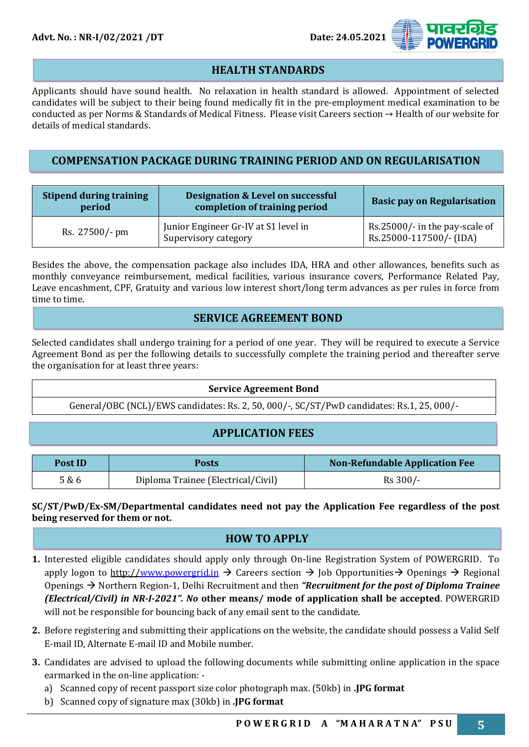## HEALTH STANDARDS

Applicants should have sound health. No relaxation in health standard is allowed. Appointment of selected candidates will be subject to their being found medically fit in the pre-employment medical examination to be conducted as per Norms & Standards of Medical Fitness. Please visit Careers section → Health of our website for details of medical standards.

## COMPENSATION PACKAGE DURING TRAINING PERIOD AND ON REGULARISATION

| Stipend during training period | Designation & Level on successful completion of training period | Basic pay on Regularisation |
|---|---|---|
| Rs. 27500/- pm | Junior Engineer Gr-IV at S1 level in Supervisory category | Rs.25000/- in the pay-scale of Rs.25000-117500/- (IDA) |

Besides the above, the compensation package also includes IDA, HRA and other allowances, benefits such as monthly conveyance reimbursement, medical facilities, various insurance covers, Performance Related Pay, Leave encashment, CPF, Gratuity and various low interest short/long term advances as per rules in force from time to time.

## SERVICE AGREEMENT BOND

Selected candidates shall undergo training for a period of one year. They will be required to execute a Service Agreement Bond as per the following details to successfully complete the training period and thereafter serve the organisation for at least three years:

| Service Agreement Bond |
|---|
| General/OBC (NCL)/EWS candidates: Rs. 2, 50, 000/-, SC/ST/PwD candidates: Rs.1, 25, 000/- |

## APPLICATION FEES

| Post ID | Posts | Non-Refundable Application Fee |
|---|---|---|
| 5 & 6 | Diploma Trainee (Electrical/Civil) | Rs 300/- |

**SC/ST/PwD/Ex-SM/Departmental candidates need not pay the Application Fee regardless of the post being reserved for them or not.**

## HOW TO APPLY

1. Interested eligible candidates should apply only through On-line Registration System of POWERGRID. To apply logon to http://www.powergrid.in → Careers section → Job Opportunities→ Openings → Regional Openings → Northern Region-1, Delhi Recruitment and then ***"Recruitment for the post of Diploma Trainee (Electrical/Civil) in NR-I-2021". No*** **other means/ mode of application shall be accepted**. POWERGRID will not be responsible for bouncing back of any email sent to the candidate.
2. Before registering and submitting their applications on the website, the candidate should possess a Valid Self E-mail ID, Alternate E-mail ID and Mobile number.
3. Candidates are advised to upload the following documents while submitting online application in the space earmarked in the on-line application: -
   a) Scanned copy of recent passport size color photograph max. (50kb) in **.JPG format**
   b) Scanned copy of signature max (30kb) in **.JPG format**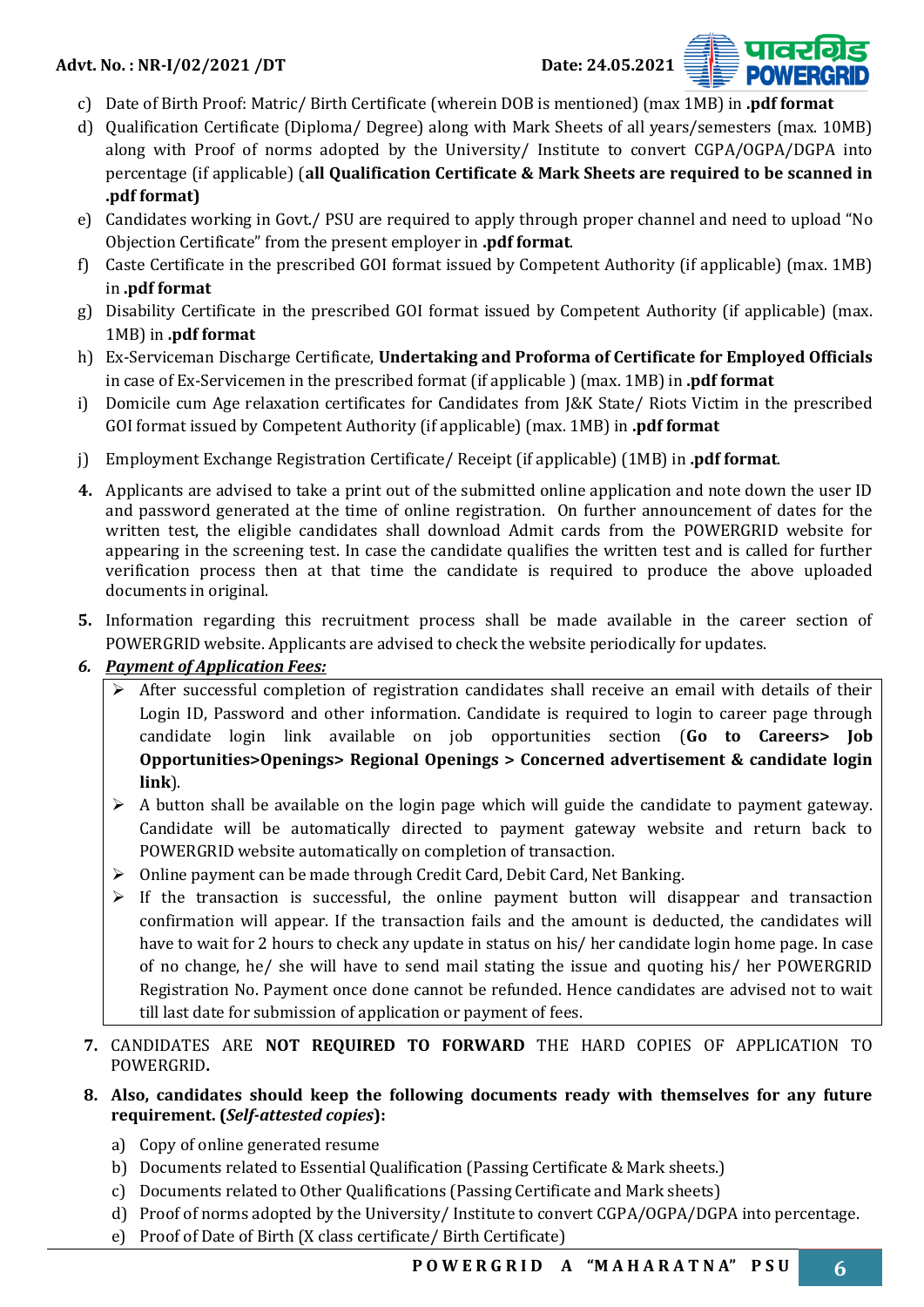c) Date of Birth Proof: Matric/ Birth Certificate (wherein DOB is mentioned) (max 1MB) in **.pdf format**

d) Qualification Certificate (Diploma/ Degree) along with Mark Sheets of all years/semesters (max. 10MB) along with Proof of norms adopted by the University/ Institute to convert CGPA/OGPA/DGPA into percentage (if applicable) (**all Qualification Certificate & Mark Sheets are required to be scanned in .pdf format)**

e) Candidates working in Govt./ PSU are required to apply through proper channel and need to upload "No Objection Certificate" from the present employer in **.pdf format**.

f) Caste Certificate in the prescribed GOI format issued by Competent Authority (if applicable) (max. 1MB) in **.pdf format**

g) Disability Certificate in the prescribed GOI format issued by Competent Authority (if applicable) (max. 1MB) in **.pdf format**

h) Ex-Serviceman Discharge Certificate, **Undertaking and Proforma of Certificate for Employed Officials** in case of Ex-Servicemen in the prescribed format (if applicable ) (max. 1MB) in **.pdf format**

i) Domicile cum Age relaxation certificates for Candidates from J&K State/ Riots Victim in the prescribed GOI format issued by Competent Authority (if applicable) (max. 1MB) in **.pdf format**

j) Employment Exchange Registration Certificate/ Receipt (if applicable) (1MB) in **.pdf format**.

**4.** Applicants are advised to take a print out of the submitted online application and note down the user ID and password generated at the time of online registration. On further announcement of dates for the written test, the eligible candidates shall download Admit cards from the POWERGRID website for appearing in the screening test. In case the candidate qualifies the written test and is called for further verification process then at that time the candidate is required to produce the above uploaded documents in original.

**5.** Information regarding this recruitment process shall be made available in the career section of POWERGRID website. Applicants are advised to check the website periodically for updates.

***6. Payment of Application Fees:***

- After successful completion of registration candidates shall receive an email with details of their Login ID, Password and other information. Candidate is required to login to career page through candidate login link available on job opportunities section (**Go to Careers> Job Opportunities>Openings> Regional Openings > Concerned advertisement & candidate login link**).
- A button shall be available on the login page which will guide the candidate to payment gateway. Candidate will be automatically directed to payment gateway website and return back to POWERGRID website automatically on completion of transaction.
- Online payment can be made through Credit Card, Debit Card, Net Banking.
- If the transaction is successful, the online payment button will disappear and transaction confirmation will appear. If the transaction fails and the amount is deducted, the candidates will have to wait for 2 hours to check any update in status on his/ her candidate login home page. In case of no change, he/ she will have to send mail stating the issue and quoting his/ her POWERGRID Registration No. Payment once done cannot be refunded. Hence candidates are advised not to wait till last date for submission of application or payment of fees.

**7.** CANDIDATES ARE **NOT REQUIRED TO FORWARD** THE HARD COPIES OF APPLICATION TO POWERGRID**.**

**8. Also, candidates should keep the following documents ready with themselves for any future requirement. (*Self-attested copies*):**

a) Copy of online generated resume

b) Documents related to Essential Qualification (Passing Certificate & Mark sheets.)

c) Documents related to Other Qualifications (Passing Certificate and Mark sheets)

d) Proof of norms adopted by the University/ Institute to convert CGPA/OGPA/DGPA into percentage.

e) Proof of Date of Birth (X class certificate/ Birth Certificate)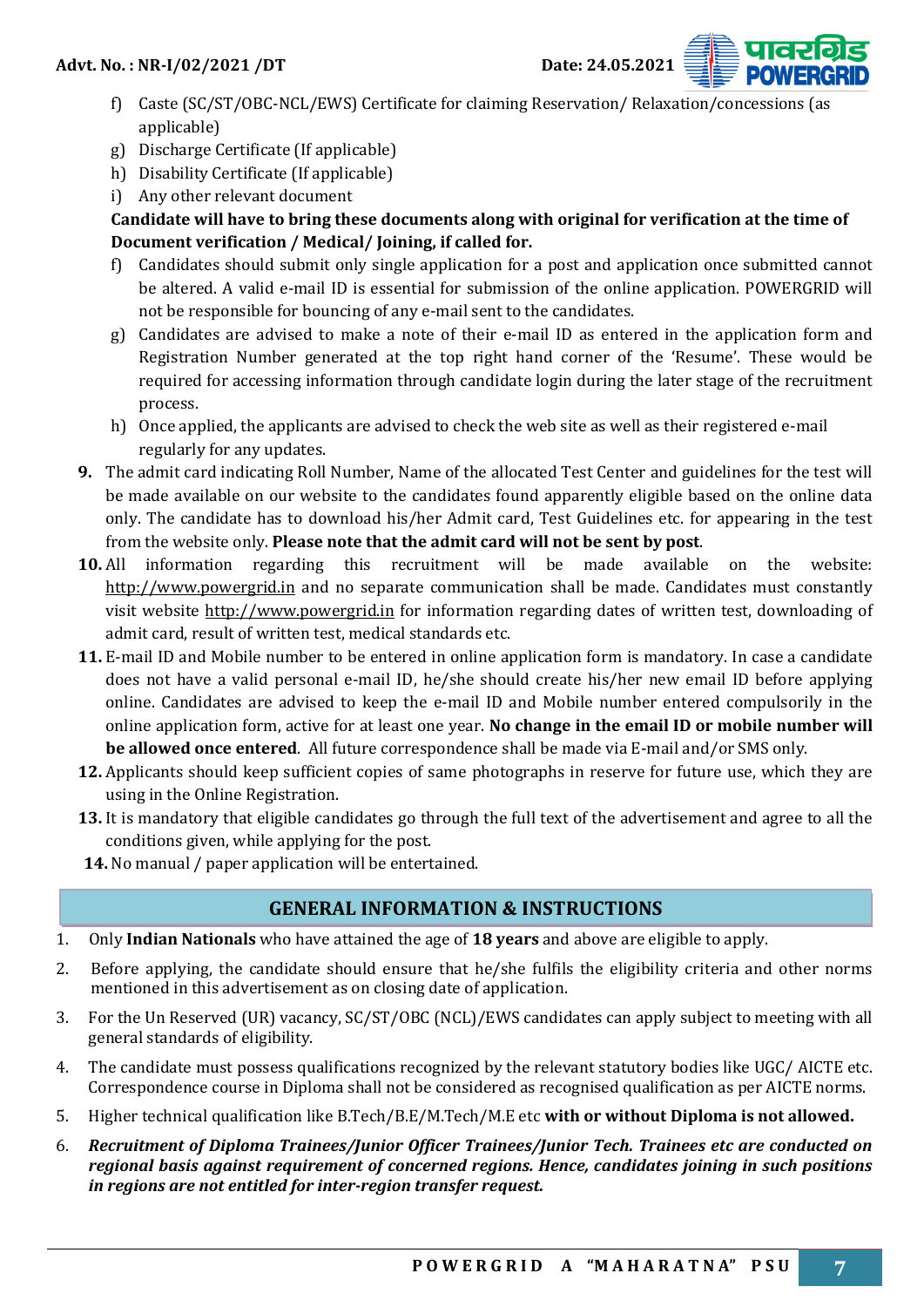f) Caste (SC/ST/OBC-NCL/EWS) Certificate for claiming Reservation/ Relaxation/concessions (as applicable)
g) Discharge Certificate (If applicable)
h) Disability Certificate (If applicable)
i) Any other relevant document

**Candidate will have to bring these documents along with original for verification at the time of Document verification / Medical/ Joining, if called for.**

f) Candidates should submit only single application for a post and application once submitted cannot be altered. A valid e-mail ID is essential for submission of the online application. POWERGRID will not be responsible for bouncing of any e-mail sent to the candidates.
g) Candidates are advised to make a note of their e-mail ID as entered in the application form and Registration Number generated at the top right hand corner of the 'Resume'. These would be required for accessing information through candidate login during the later stage of the recruitment process.
h) Once applied, the applicants are advised to check the web site as well as their registered e-mail regularly for any updates.

**9.** The admit card indicating Roll Number, Name of the allocated Test Center and guidelines for the test will be made available on our website to the candidates found apparently eligible based on the online data only. The candidate has to download his/her Admit card, Test Guidelines etc. for appearing in the test from the website only. **Please note that the admit card will not be sent by post**.

**10.** All information regarding this recruitment will be made available on the website: http://www.powergrid.in and no separate communication shall be made. Candidates must constantly visit website http://www.powergrid.in for information regarding dates of written test, downloading of admit card, result of written test, medical standards etc.

**11.** E-mail ID and Mobile number to be entered in online application form is mandatory. In case a candidate does not have a valid personal e-mail ID, he/she should create his/her new email ID before applying online. Candidates are advised to keep the e-mail ID and Mobile number entered compulsorily in the online application form, active for at least one year. **No change in the email ID or mobile number will be allowed once entered**. All future correspondence shall be made via E-mail and/or SMS only.

**12.** Applicants should keep sufficient copies of same photographs in reserve for future use, which they are using in the Online Registration.

**13.** It is mandatory that eligible candidates go through the full text of the advertisement and agree to all the conditions given, while applying for the post.

**14.** No manual / paper application will be entertained.

## GENERAL INFORMATION & INSTRUCTIONS

1. Only **Indian Nationals** who have attained the age of **18 years** and above are eligible to apply.
2. Before applying, the candidate should ensure that he/she fulfils the eligibility criteria and other norms mentioned in this advertisement as on closing date of application.
3. For the Un Reserved (UR) vacancy, SC/ST/OBC (NCL)/EWS candidates can apply subject to meeting with all general standards of eligibility.
4. The candidate must possess qualifications recognized by the relevant statutory bodies like UGC/ AICTE etc. Correspondence course in Diploma shall not be considered as recognised qualification as per AICTE norms.
5. Higher technical qualification like B.Tech/B.E/M.Tech/M.E etc **with or without Diploma is not allowed.**
6. ***Recruitment of Diploma Trainees/Junior Officer Trainees/Junior Tech. Trainees etc are conducted on regional basis against requirement of concerned regions. Hence, candidates joining in such positions in regions are not entitled for inter-region transfer request.***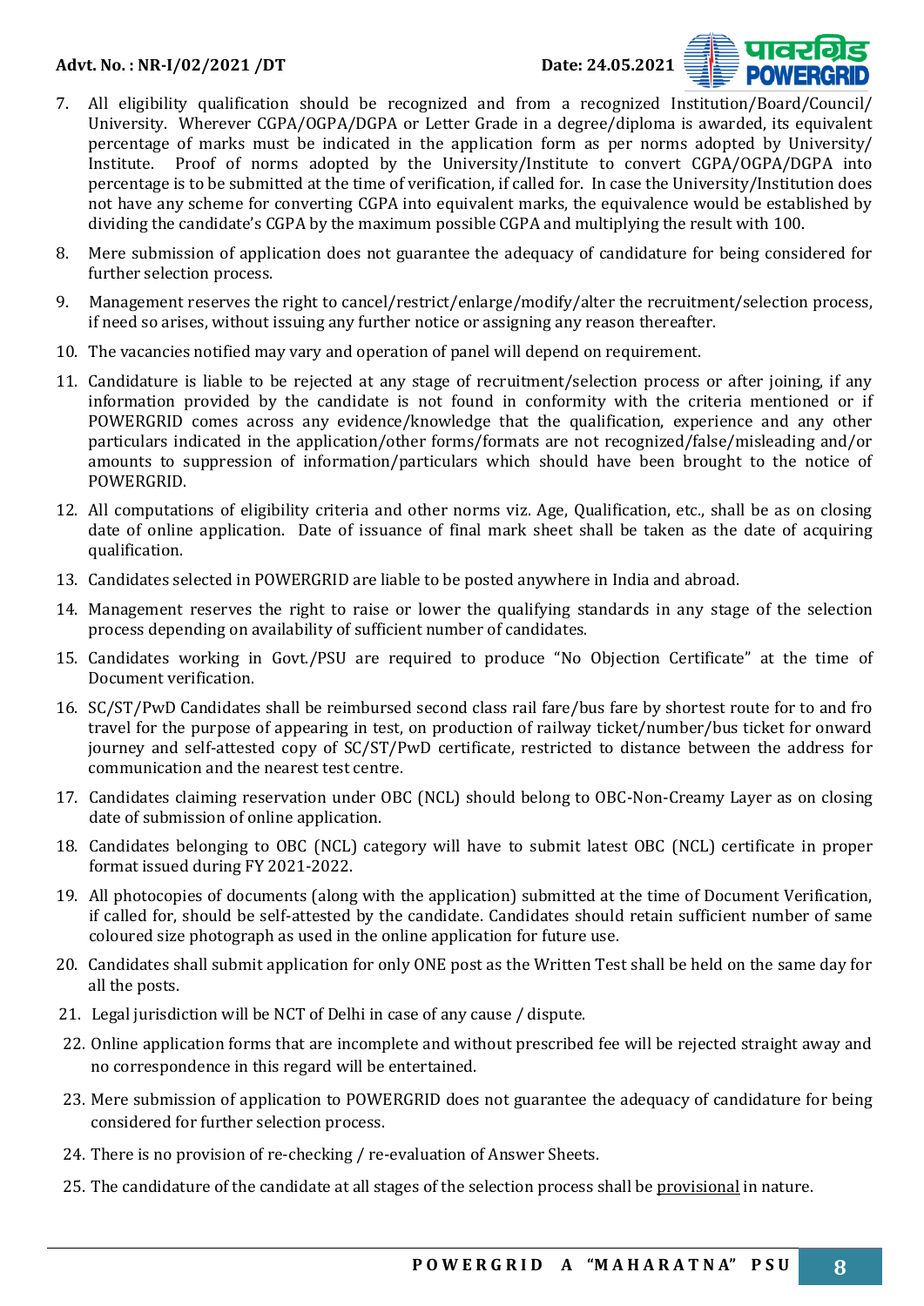7. All eligibility qualification should be recognized and from a recognized Institution/Board/Council/ University. Wherever CGPA/OGPA/DGPA or Letter Grade in a degree/diploma is awarded, its equivalent percentage of marks must be indicated in the application form as per norms adopted by University/ Institute. Proof of norms adopted by the University/Institute to convert CGPA/OGPA/DGPA into percentage is to be submitted at the time of verification, if called for. In case the University/Institution does not have any scheme for converting CGPA into equivalent marks, the equivalence would be established by dividing the candidate's CGPA by the maximum possible CGPA and multiplying the result with 100.
8. Mere submission of application does not guarantee the adequacy of candidature for being considered for further selection process.
9. Management reserves the right to cancel/restrict/enlarge/modify/alter the recruitment/selection process, if need so arises, without issuing any further notice or assigning any reason thereafter.
10. The vacancies notified may vary and operation of panel will depend on requirement.
11. Candidature is liable to be rejected at any stage of recruitment/selection process or after joining, if any information provided by the candidate is not found in conformity with the criteria mentioned or if POWERGRID comes across any evidence/knowledge that the qualification, experience and any other particulars indicated in the application/other forms/formats are not recognized/false/misleading and/or amounts to suppression of information/particulars which should have been brought to the notice of POWERGRID.
12. All computations of eligibility criteria and other norms viz. Age, Qualification, etc., shall be as on closing date of online application. Date of issuance of final mark sheet shall be taken as the date of acquiring qualification.
13. Candidates selected in POWERGRID are liable to be posted anywhere in India and abroad.
14. Management reserves the right to raise or lower the qualifying standards in any stage of the selection process depending on availability of sufficient number of candidates.
15. Candidates working in Govt./PSU are required to produce "No Objection Certificate" at the time of Document verification.
16. SC/ST/PwD Candidates shall be reimbursed second class rail fare/bus fare by shortest route for to and fro travel for the purpose of appearing in test, on production of railway ticket/number/bus ticket for onward journey and self-attested copy of SC/ST/PwD certificate, restricted to distance between the address for communication and the nearest test centre.
17. Candidates claiming reservation under OBC (NCL) should belong to OBC-Non-Creamy Layer as on closing date of submission of online application.
18. Candidates belonging to OBC (NCL) category will have to submit latest OBC (NCL) certificate in proper format issued during FY 2021-2022.
19. All photocopies of documents (along with the application) submitted at the time of Document Verification, if called for, should be self-attested by the candidate. Candidates should retain sufficient number of same coloured size photograph as used in the online application for future use.
20. Candidates shall submit application for only ONE post as the Written Test shall be held on the same day for all the posts.
21. Legal jurisdiction will be NCT of Delhi in case of any cause / dispute.
22. Online application forms that are incomplete and without prescribed fee will be rejected straight away and no correspondence in this regard will be entertained.
23. Mere submission of application to POWERGRID does not guarantee the adequacy of candidature for being considered for further selection process.
24. There is no provision of re-checking / re-evaluation of Answer Sheets.
25. The candidature of the candidate at all stages of the selection process shall be provisional in nature.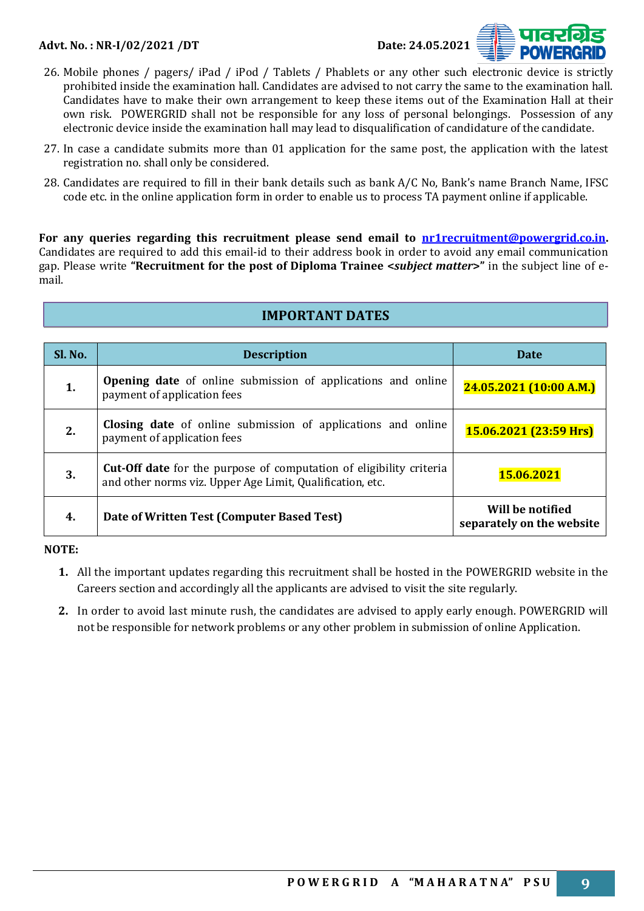26. Mobile phones / pagers/ iPad / iPod / Tablets / Phablets or any other such electronic device is strictly prohibited inside the examination hall. Candidates are advised to not carry the same to the examination hall. Candidates have to make their own arrangement to keep these items out of the Examination Hall at their own risk. POWERGRID shall not be responsible for any loss of personal belongings. Possession of any electronic device inside the examination hall may lead to disqualification of candidature of the candidate.
27. In case a candidate submits more than 01 application for the same post, the application with the latest registration no. shall only be considered.
28. Candidates are required to fill in their bank details such as bank A/C No, Bank's name Branch Name, IFSC code etc. in the online application form in order to enable us to process TA payment online if applicable.

**For any queries regarding this recruitment please send email to nr1recruitment@powergrid.co.in.** Candidates are required to add this email-id to their address book in order to avoid any email communication gap. Please write **"Recruitment for the post of Diploma Trainee <*subject matter*>"** in the subject line of e-mail.

## IMPORTANT DATES

| Sl. No. | Description | Date |
|---|---|---|
| **1.** | **Opening date** of online submission of applications and online payment of application fees | **24.05.2021 (10:00 A.M.)** |
| **2.** | **Closing date** of online submission of applications and online payment of application fees | **15.06.2021 (23:59 Hrs)** |
| **3.** | **Cut-Off date** for the purpose of computation of eligibility criteria and other norms viz. Upper Age Limit, Qualification, etc. | **15.06.2021** |
| **4.** | **Date of Written Test (Computer Based Test)** | **Will be notified separately on the website** |

**NOTE:**

1. All the important updates regarding this recruitment shall be hosted in the POWERGRID website in the Careers section and accordingly all the applicants are advised to visit the site regularly.
2. In order to avoid last minute rush, the candidates are advised to apply early enough. POWERGRID will not be responsible for network problems or any other problem in submission of online Application.